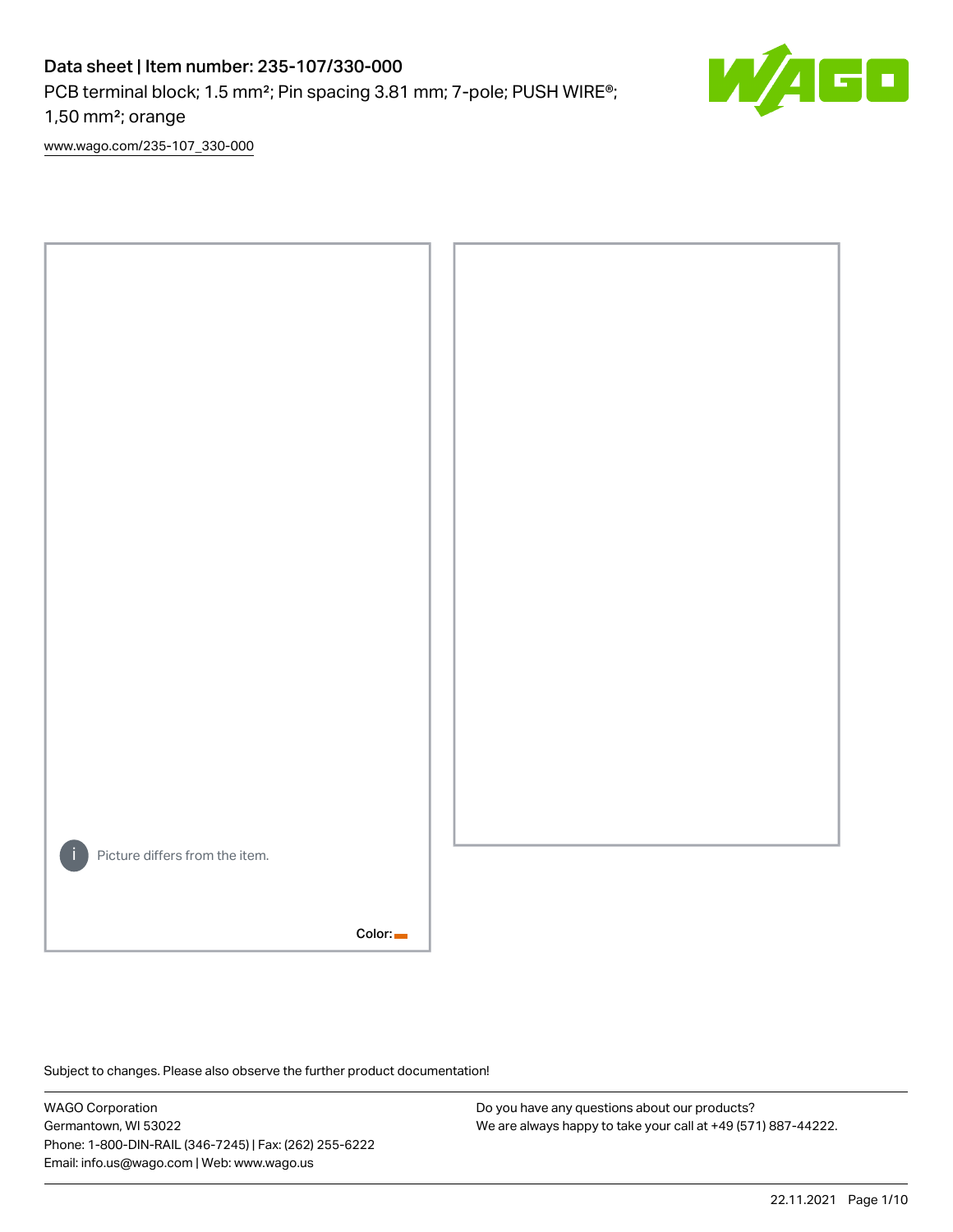# Data sheet | Item number: 235-107/330-000

PCB terminal block; 1.5 mm²; Pin spacing 3.81 mm; 7-pole; PUSH WIRE®; 1,50 mm²; orange

www.wago.com/235-107_330-000

Picture differs from the item.

Color:

Subject to changes. Please also observe the further product documentation!

WAGO Corporation
Germantown, WI 53022
Phone: 1-800-DIN-RAIL (346-7245) | Fax: (262) 255-6222
Email: info.us@wago.com | Web: www.wago.us

Do you have any questions about our products?
We are always happy to take your call at +49 (571) 887-44222.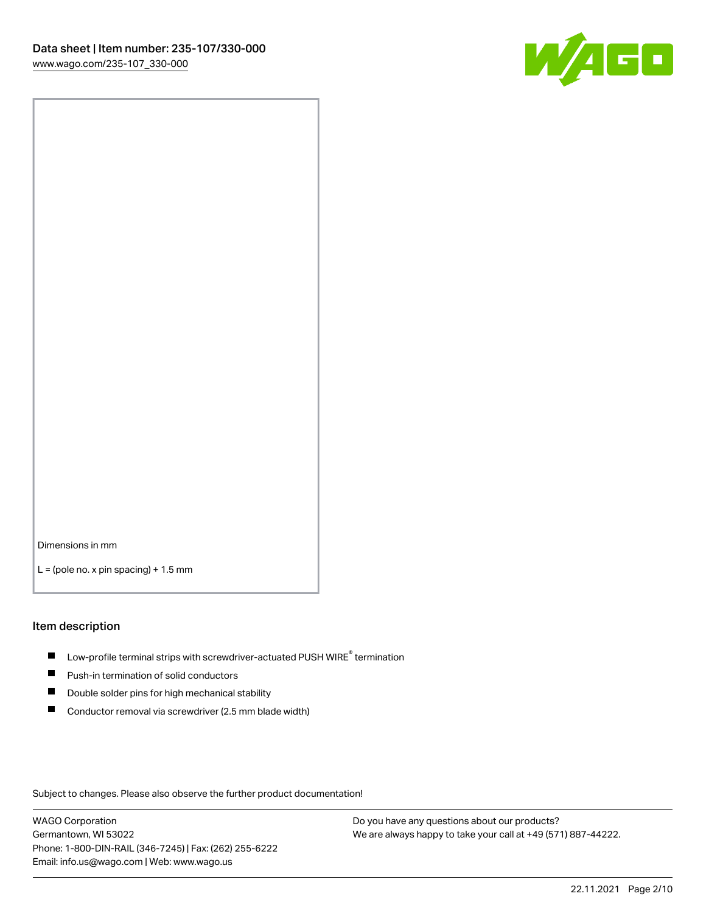Dimensions in mm

L = (pole no. x pin spacing) + 1.5 mm

## Item description

- Low-profile terminal strips with screwdriver-actuated PUSH WIRE® termination
- Push-in termination of solid conductors
- Double solder pins for high mechanical stability
- Conductor removal via screwdriver (2.5 mm blade width)

Subject to changes. Please also observe the further product documentation!

WAGO Corporation
Germantown, WI 53022
Phone: 1-800-DIN-RAIL (346-7245) | Fax: (262) 255-6222
Email: info.us@wago.com | Web: www.wago.us

Do you have any questions about our products?
We are always happy to take your call at +49 (571) 887-44222.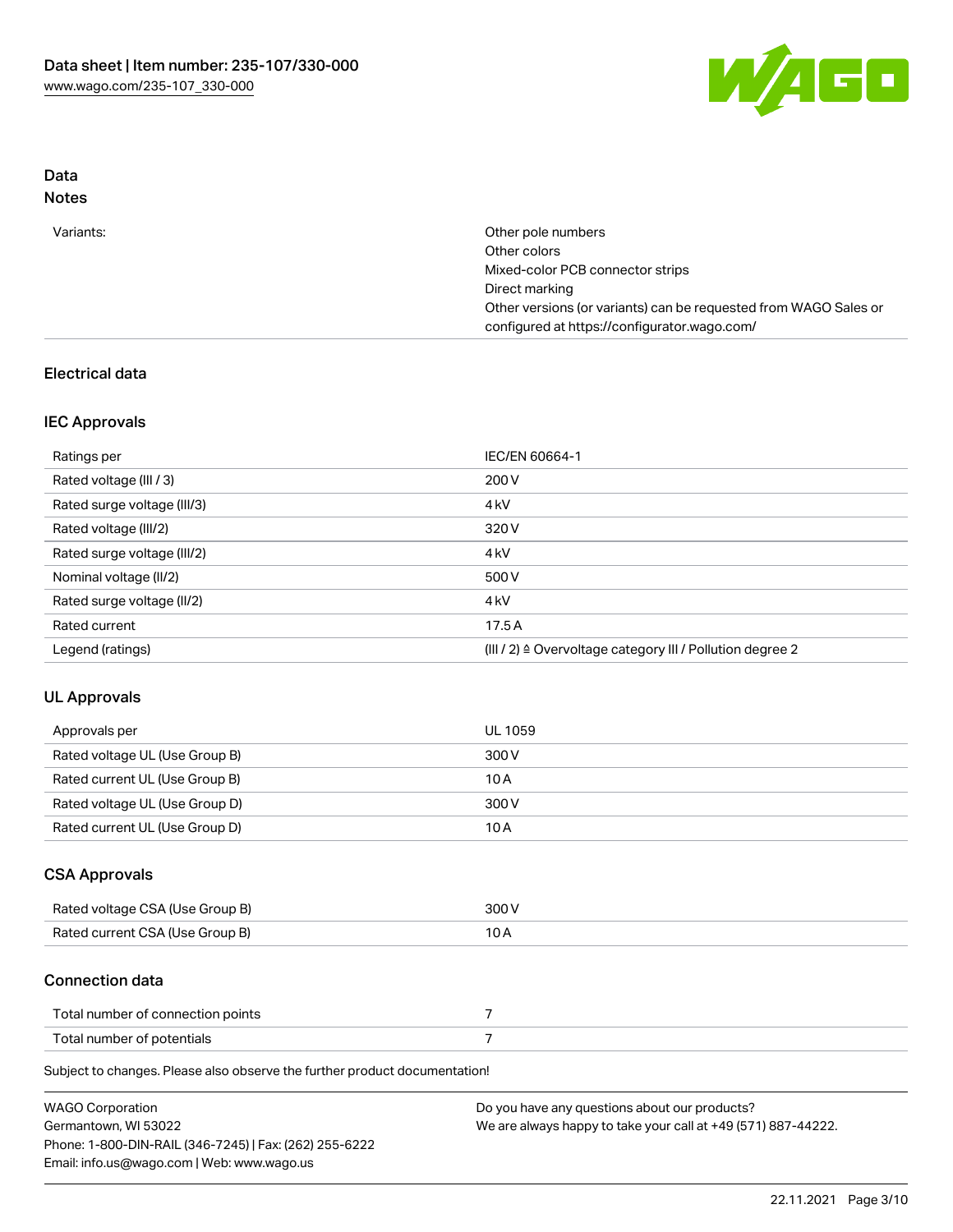## Data
### Notes

| | |
|---|---|
| Variants: | Other pole numbers<br>Other colors<br>Mixed-color PCB connector strips<br>Direct marking<br>Other versions (or variants) can be requested from WAGO Sales or configured at https://configurator.wago.com/ |

### Electrical data

#### IEC Approvals

| | |
|---|---|
| Ratings per | IEC/EN 60664-1 |
| Rated voltage (III / 3) | 200 V |
| Rated surge voltage (III/3) | 4 kV |
| Rated voltage (III/2) | 320 V |
| Rated surge voltage (III/2) | 4 kV |
| Nominal voltage (II/2) | 500 V |
| Rated surge voltage (II/2) | 4 kV |
| Rated current | 17.5 A |
| Legend (ratings) | (III / 2) ≙ Overvoltage category III / Pollution degree 2 |

#### UL Approvals

| | |
|---|---|
| Approvals per | UL 1059 |
| Rated voltage UL (Use Group B) | 300 V |
| Rated current UL (Use Group B) | 10 A |
| Rated voltage UL (Use Group D) | 300 V |
| Rated current UL (Use Group D) | 10 A |

#### CSA Approvals

| | |
|---|---|
| Rated voltage CSA (Use Group B) | 300 V |
| Rated current CSA (Use Group B) | 10 A |

### Connection data

| | |
|---|---|
| Total number of connection points | 7 |
| Total number of potentials | 7 |

Subject to changes. Please also observe the further product documentation!

WAGO Corporation
Germantown, WI 53022
Phone: 1-800-DIN-RAIL (346-7245) | Fax: (262) 255-6222
Email: info.us@wago.com | Web: www.wago.us

Do you have any questions about our products?
We are always happy to take your call at +49 (571) 887-44222.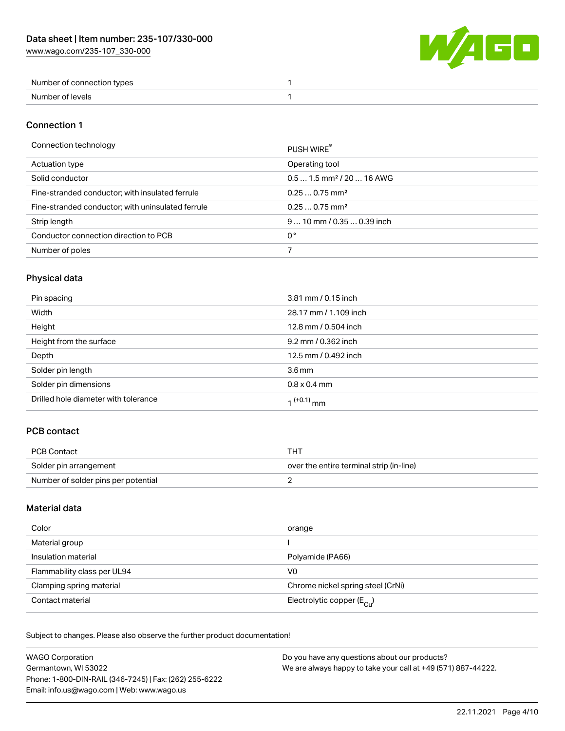| | |
|---|---|
| Number of connection types | 1 |
| Number of levels | 1 |

## Connection 1

| | |
|---|---|
| Connection technology | PUSH WIRE® |
| Actuation type | Operating tool |
| Solid conductor | 0.5 … 1.5 mm² / 20 … 16 AWG |
| Fine-stranded conductor; with insulated ferrule | 0.25 … 0.75 mm² |
| Fine-stranded conductor; with uninsulated ferrule | 0.25 … 0.75 mm² |
| Strip length | 9 … 10 mm / 0.35 … 0.39 inch |
| Conductor connection direction to PCB | 0 ° |
| Number of poles | 7 |

## Physical data

| | |
|---|---|
| Pin spacing | 3.81 mm / 0.15 inch |
| Width | 28.17 mm / 1.109 inch |
| Height | 12.8 mm / 0.504 inch |
| Height from the surface | 9.2 mm / 0.362 inch |
| Depth | 12.5 mm / 0.492 inch |
| Solder pin length | 3.6 mm |
| Solder pin dimensions | 0.8 x 0.4 mm |
| Drilled hole diameter with tolerance | $1^{(+0.1)}$ mm |

## PCB contact

| | |
|---|---|
| PCB Contact | THT |
| Solder pin arrangement | over the entire terminal strip (in-line) |
| Number of solder pins per potential | 2 |

## Material data

| | |
|---|---|
| Color | orange |
| Material group | I |
| Insulation material | Polyamide (PA66) |
| Flammability class per UL94 | V0 |
| Clamping spring material | Chrome nickel spring steel (CrNi) |
| Contact material | Electrolytic copper ($E_{Cu}$) |

Subject to changes. Please also observe the further product documentation!

WAGO Corporation
Germantown, WI 53022
Phone: 1-800-DIN-RAIL (346-7245) | Fax: (262) 255-6222
Email: info.us@wago.com | Web: www.wago.us

Do you have any questions about our products?
We are always happy to take your call at +49 (571) 887-44222.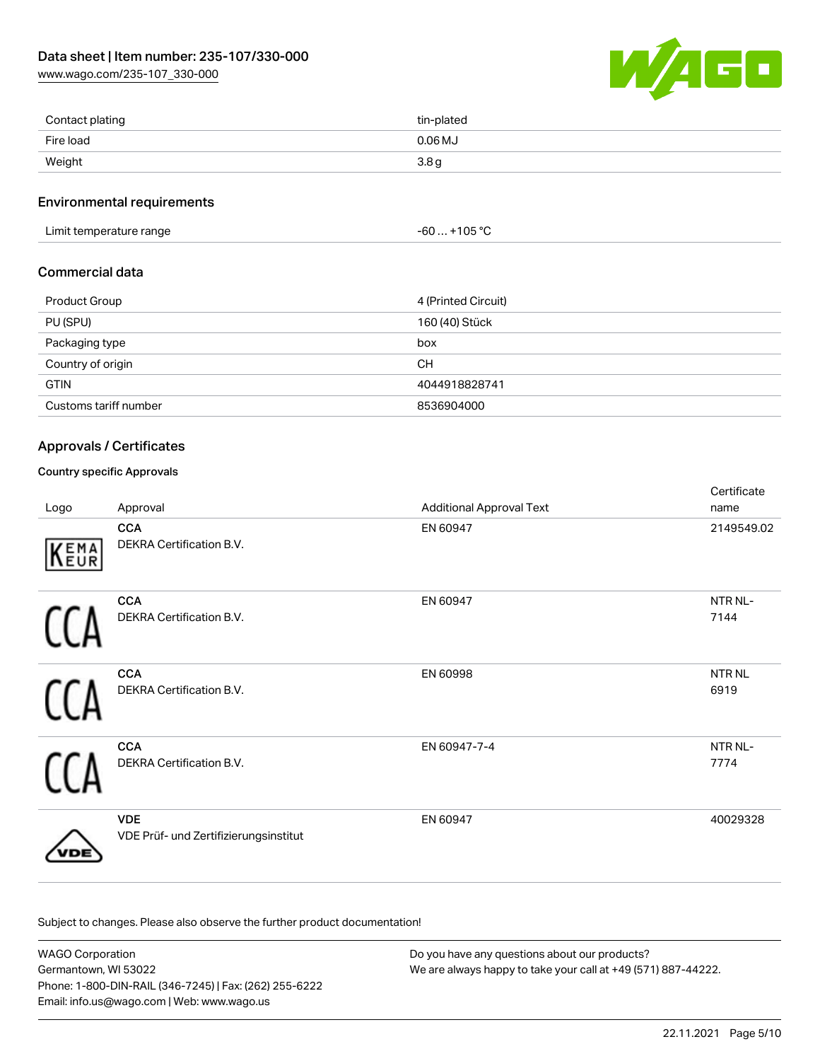| Contact plating | tin-plated |
| --- | --- |
| Fire load | 0.06 MJ |
| Weight | 3.8 g |

## Environmental requirements

| Limit temperature range | -60 … +105 °C |
| --- | --- |

## Commercial data

| Product Group | 4 (Printed Circuit) |
| --- | --- |
| PU (SPU) | 160 (40) Stück |
| Packaging type | box |
| Country of origin | CH |
| GTIN | 4044918828741 |
| Customs tariff number | 8536904000 |

## Approvals / Certificates

### Country specific Approvals

| Logo | Approval | Additional Approval Text | Certificate name |
| --- | --- | --- | --- |
| | **CCA** DEKRA Certification B.V. | EN 60947 | 2149549.02 |
| | **CCA** DEKRA Certification B.V. | EN 60947 | NTR NL-7144 |
| | **CCA** DEKRA Certification B.V. | EN 60998 | NTR NL 6919 |
| | **CCA** DEKRA Certification B.V. | EN 60947-7-4 | NTR NL-7774 |
| | **VDE** VDE Prüf- und Zertifizierungsinstitut | EN 60947 | 40029328 |

Subject to changes. Please also observe the further product documentation!

WAGO Corporation
Germantown, WI 53022
Phone: 1-800-DIN-RAIL (346-7245) | Fax: (262) 255-6222
Email: info.us@wago.com | Web: www.wago.us

Do you have any questions about our products?
We are always happy to take your call at +49 (571) 887-44222.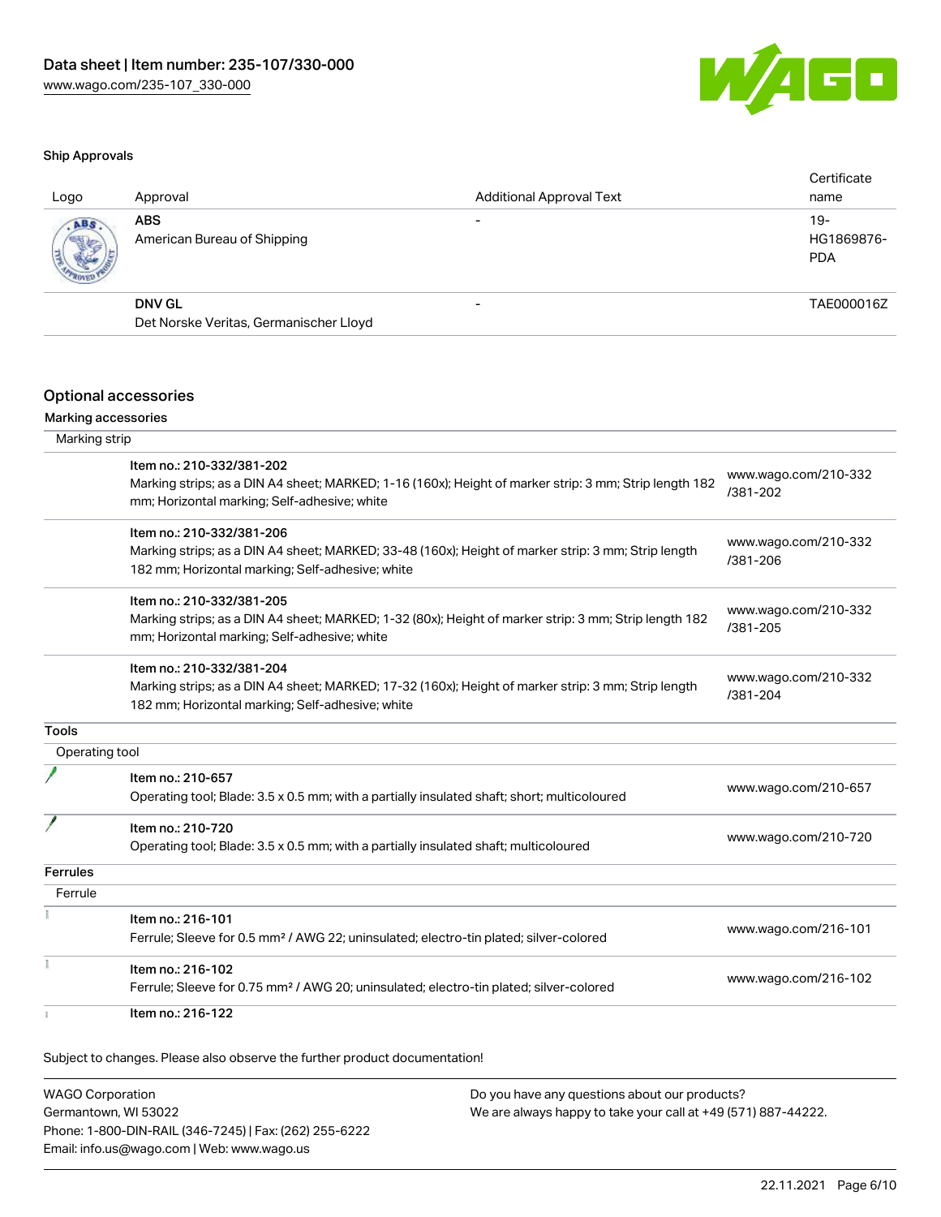## Ship Approvals

| Logo | Approval | Additional Approval Text | Certificate name |
| --- | --- | --- | --- |
| | **ABS**<br>American Bureau of Shipping | - | 19-HG1869876-PDA |
| | **DNV GL**<br>Det Norske Veritas, Germanischer Lloyd | - | TAE000016Z |

## Optional accessories

### Marking accessories

| Marking strip | |
| --- | --- |
| Item no.: 210-332/381-202<br>Marking strips; as a DIN A4 sheet; MARKED; 1-16 (160x); Height of marker strip: 3 mm; Strip length 182 mm; Horizontal marking; Self-adhesive; white | www.wago.com/210-332/381-202 |
| Item no.: 210-332/381-206<br>Marking strips; as a DIN A4 sheet; MARKED; 33-48 (160x); Height of marker strip: 3 mm; Strip length 182 mm; Horizontal marking; Self-adhesive; white | www.wago.com/210-332/381-206 |
| Item no.: 210-332/381-205<br>Marking strips; as a DIN A4 sheet; MARKED; 1-32 (80x); Height of marker strip: 3 mm; Strip length 182 mm; Horizontal marking; Self-adhesive; white | www.wago.com/210-332/381-205 |
| Item no.: 210-332/381-204<br>Marking strips; as a DIN A4 sheet; MARKED; 17-32 (160x); Height of marker strip: 3 mm; Strip length 182 mm; Horizontal marking; Self-adhesive; white | www.wago.com/210-332/381-204 |

### Tools

| Operating tool | |
| --- | --- |
| Item no.: 210-657<br>Operating tool; Blade: 3.5 x 0.5 mm; with a partially insulated shaft; short; multicoloured | www.wago.com/210-657 |
| Item no.: 210-720<br>Operating tool; Blade: 3.5 x 0.5 mm; with a partially insulated shaft; multicoloured | www.wago.com/210-720 |

### Ferrules

| Ferrule | |
| --- | --- |
| Item no.: 216-101<br>Ferrule; Sleeve for 0.5 mm² / AWG 22; uninsulated; electro-tin plated; silver-colored | www.wago.com/216-101 |
| Item no.: 216-102<br>Ferrule; Sleeve for 0.75 mm² / AWG 20; uninsulated; electro-tin plated; silver-colored | www.wago.com/216-102 |
| Item no.: 216-122 | |

Subject to changes. Please also observe the further product documentation!

WAGO Corporation
Germantown, WI 53022
Phone: 1-800-DIN-RAIL (346-7245) | Fax: (262) 255-6222
Email: info.us@wago.com | Web: www.wago.us

Do you have any questions about our products?
We are always happy to take your call at +49 (571) 887-44222.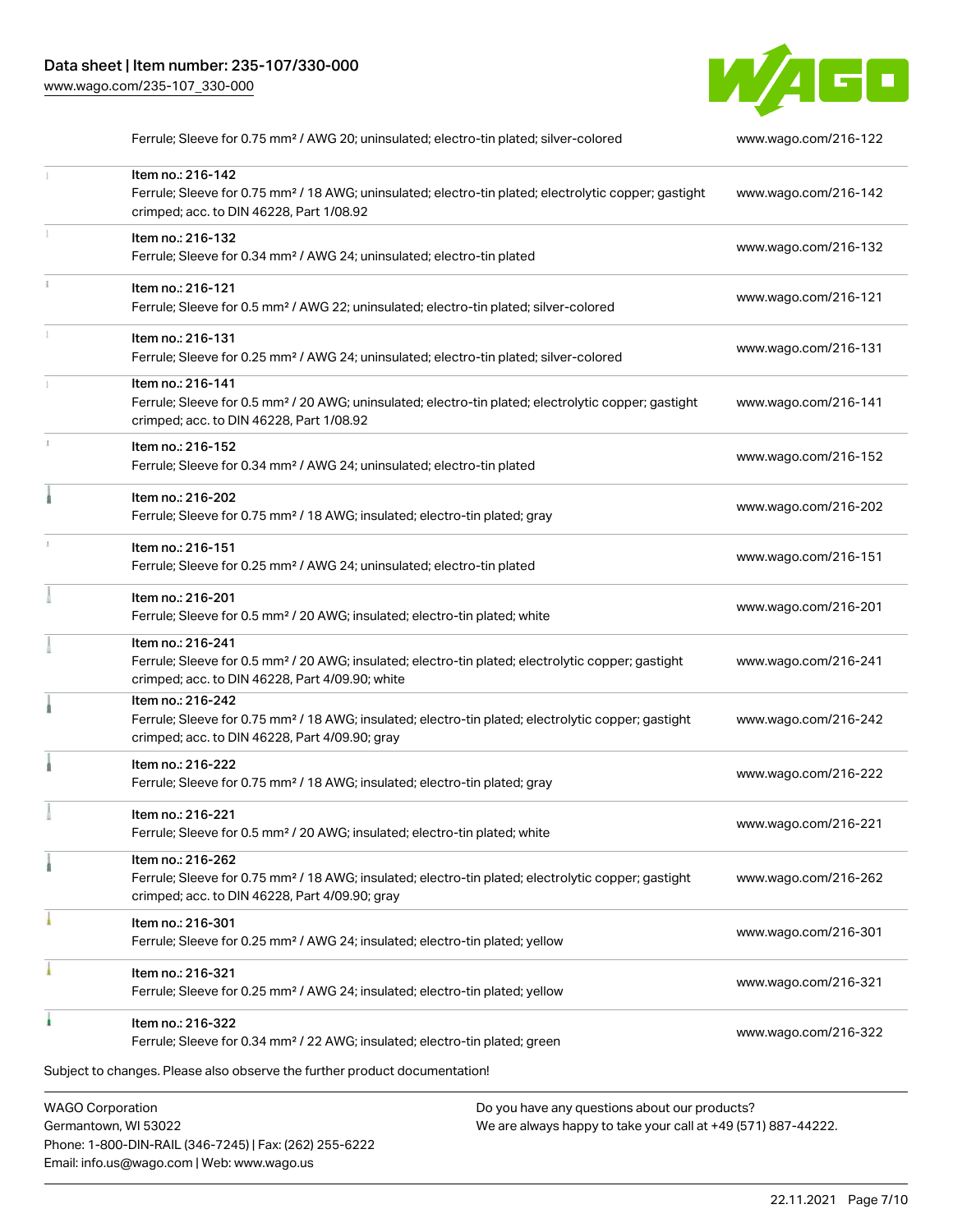| | | |
|---|---|---|
| | Ferrule; Sleeve for 0.75 mm² / AWG 20; uninsulated; electro-tin plated; silver-colored | www.wago.com/216-122 |
| | Item no.: 216-142<br>Ferrule; Sleeve for 0.75 mm² / 18 AWG; uninsulated; electro-tin plated; electrolytic copper; gastight crimped; acc. to DIN 46228, Part 1/08.92 | www.wago.com/216-142 |
| | Item no.: 216-132<br>Ferrule; Sleeve for 0.34 mm² / AWG 24; uninsulated; electro-tin plated | www.wago.com/216-132 |
| | Item no.: 216-121<br>Ferrule; Sleeve for 0.5 mm² / AWG 22; uninsulated; electro-tin plated; silver-colored | www.wago.com/216-121 |
| | Item no.: 216-131<br>Ferrule; Sleeve for 0.25 mm² / AWG 24; uninsulated; electro-tin plated; silver-colored | www.wago.com/216-131 |
| | Item no.: 216-141<br>Ferrule; Sleeve for 0.5 mm² / 20 AWG; uninsulated; electro-tin plated; electrolytic copper; gastight crimped; acc. to DIN 46228, Part 1/08.92 | www.wago.com/216-141 |
| | Item no.: 216-152<br>Ferrule; Sleeve for 0.34 mm² / AWG 24; uninsulated; electro-tin plated | www.wago.com/216-152 |
| | Item no.: 216-202<br>Ferrule; Sleeve for 0.75 mm² / 18 AWG; insulated; electro-tin plated; gray | www.wago.com/216-202 |
| | Item no.: 216-151<br>Ferrule; Sleeve for 0.25 mm² / AWG 24; uninsulated; electro-tin plated | www.wago.com/216-151 |
| | Item no.: 216-201<br>Ferrule; Sleeve for 0.5 mm² / 20 AWG; insulated; electro-tin plated; white | www.wago.com/216-201 |
| | Item no.: 216-241<br>Ferrule; Sleeve for 0.5 mm² / 20 AWG; insulated; electro-tin plated; electrolytic copper; gastight crimped; acc. to DIN 46228, Part 4/09.90; white | www.wago.com/216-241 |
| | Item no.: 216-242<br>Ferrule; Sleeve for 0.75 mm² / 18 AWG; insulated; electro-tin plated; electrolytic copper; gastight crimped; acc. to DIN 46228, Part 4/09.90; gray | www.wago.com/216-242 |
| | Item no.: 216-222<br>Ferrule; Sleeve for 0.75 mm² / 18 AWG; insulated; electro-tin plated; gray | www.wago.com/216-222 |
| | Item no.: 216-221<br>Ferrule; Sleeve for 0.5 mm² / 20 AWG; insulated; electro-tin plated; white | www.wago.com/216-221 |
| | Item no.: 216-262<br>Ferrule; Sleeve for 0.75 mm² / 18 AWG; insulated; electro-tin plated; electrolytic copper; gastight crimped; acc. to DIN 46228, Part 4/09.90; gray | www.wago.com/216-262 |
| | Item no.: 216-301<br>Ferrule; Sleeve for 0.25 mm² / AWG 24; insulated; electro-tin plated; yellow | www.wago.com/216-301 |
| | Item no.: 216-321<br>Ferrule; Sleeve for 0.25 mm² / AWG 24; insulated; electro-tin plated; yellow | www.wago.com/216-321 |
| | Item no.: 216-322<br>Ferrule; Sleeve for 0.34 mm² / 22 AWG; insulated; electro-tin plated; green | www.wago.com/216-322 |

Subject to changes. Please also observe the further product documentation!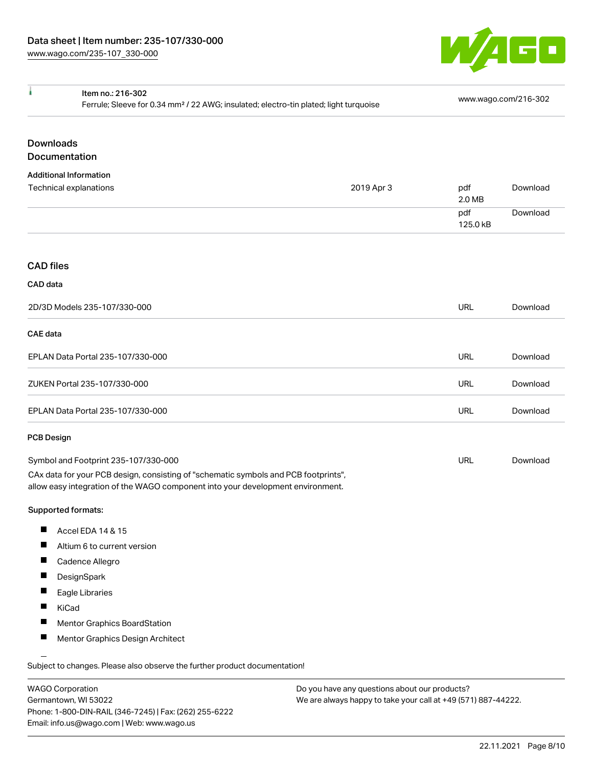| Item no.: 216-302 Ferrule; Sleeve for 0.34 mm² / 22 AWG; insulated; electro-tin plated; light turquoise | www.wago.com/216-302 |
| --- | --- |

## Downloads
## Documentation

### Additional Information

| Technical explanations | 2019 Apr 3 | pdf 2.0 MB | Download |
| --- | --- | --- | --- |
| | | pdf 125.0 kB | Download |

## CAD files

### CAD data

| 2D/3D Models 235-107/330-000 | URL | Download |
| --- | --- | --- |

### CAE data

| EPLAN Data Portal 235-107/330-000 | URL | Download |
| --- | --- | --- |
| ZUKEN Portal 235-107/330-000 | URL | Download |
| EPLAN Data Portal 235-107/330-000 | URL | Download |

### PCB Design

| Symbol and Footprint 235-107/330-000 | URL | Download |
| --- | --- | --- |

CAx data for your PCB design, consisting of "schematic symbols and PCB footprints", allow easy integration of the WAGO component into your development environment.

**Supported formats:**

- Accel EDA 14 & 15
- Altium 6 to current version
- Cadence Allegro
- DesignSpark
- Eagle Libraries
- KiCad
- Mentor Graphics BoardStation
- Mentor Graphics Design Architect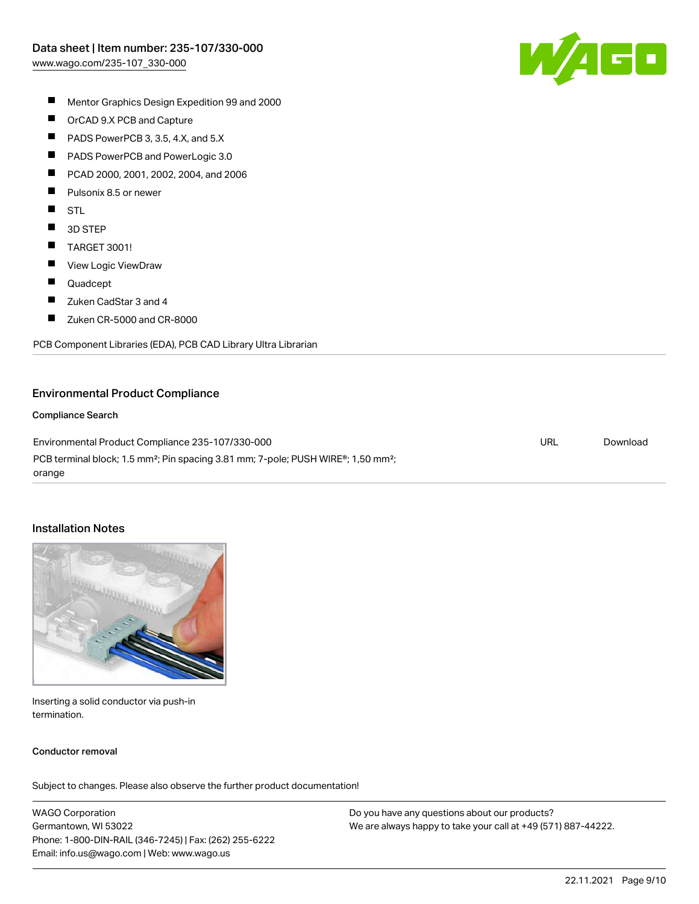- Mentor Graphics Design Expedition 99 and 2000
- OrCAD 9.X PCB and Capture
- PADS PowerPCB 3, 3.5, 4.X, and 5.X
- PADS PowerPCB and PowerLogic 3.0
- PCAD 2000, 2001, 2002, 2004, and 2006
- Pulsonix 8.5 or newer
- STL
- 3D STEP
- TARGET 3001!
- View Logic ViewDraw
- Quadcept
- Zuken CadStar 3 and 4
- Zuken CR-5000 and CR-8000

PCB Component Libraries (EDA), PCB CAD Library Ultra Librarian

## Environmental Product Compliance

### Compliance Search

| | | |
|---|---|---|
| Environmental Product Compliance 235-107/330-000<br>PCB terminal block; 1.5 mm²; Pin spacing 3.81 mm; 7-pole; PUSH WIRE®; 1,50 mm²; orange | URL | Download |

## Installation Notes

Inserting a solid conductor via push-in termination.

### Conductor removal

Subject to changes. Please also observe the further product documentation!

WAGO Corporation
Germantown, WI 53022
Phone: 1-800-DIN-RAIL (346-7245) | Fax: (262) 255-6222
Email: info.us@wago.com | Web: www.wago.us

Do you have any questions about our products?
We are always happy to take your call at +49 (571) 887-44222.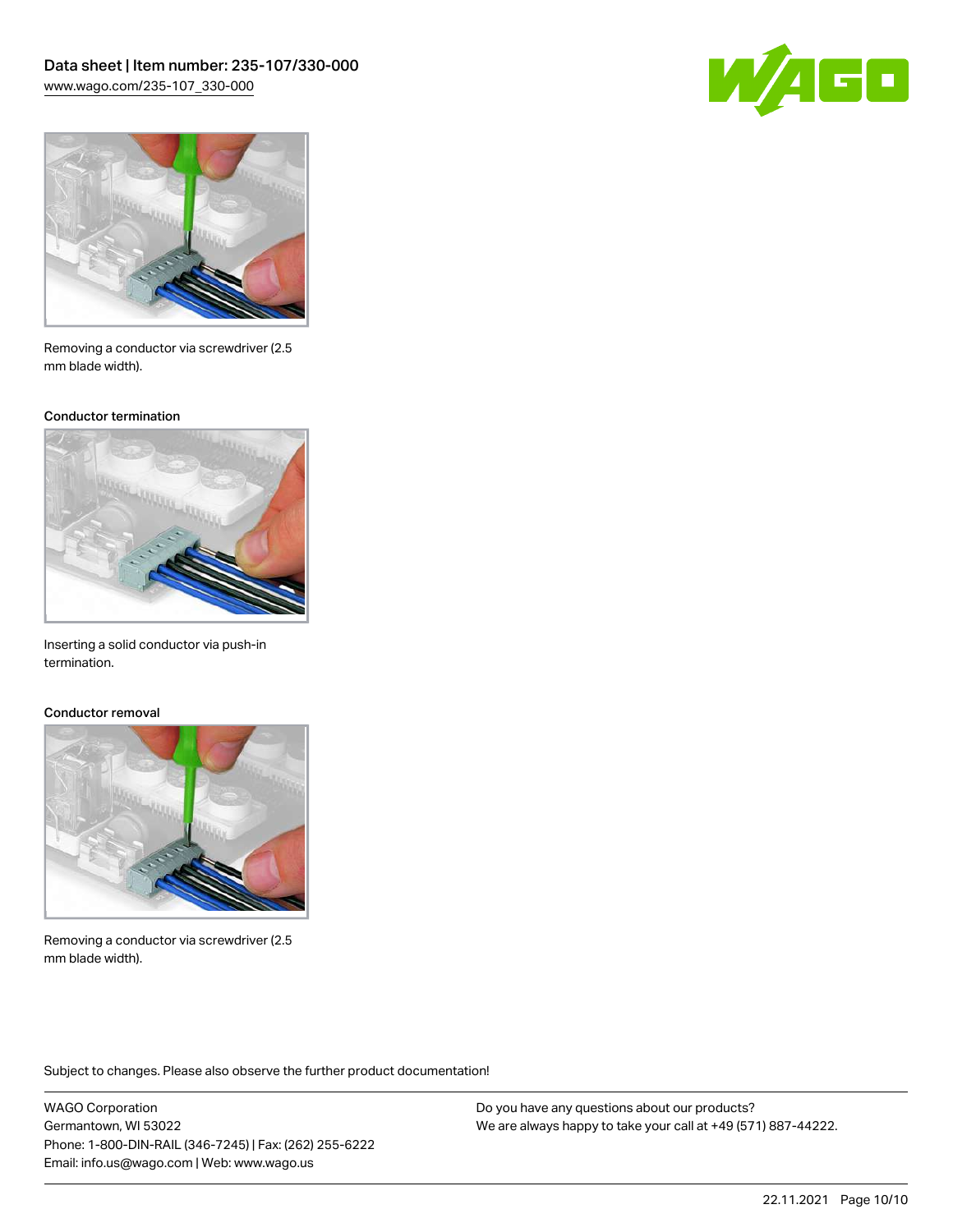Removing a conductor via screwdriver (2.5 mm blade width).

Conductor termination

Inserting a solid conductor via push-in termination.

Conductor removal

Removing a conductor via screwdriver (2.5 mm blade width).

Subject to changes. Please also observe the further product documentation!

WAGO Corporation
Germantown, WI 53022
Phone: 1-800-DIN-RAIL (346-7245) | Fax: (262) 255-6222
Email: info.us@wago.com | Web: www.wago.us

Do you have any questions about our products?
We are always happy to take your call at +49 (571) 887-44222.